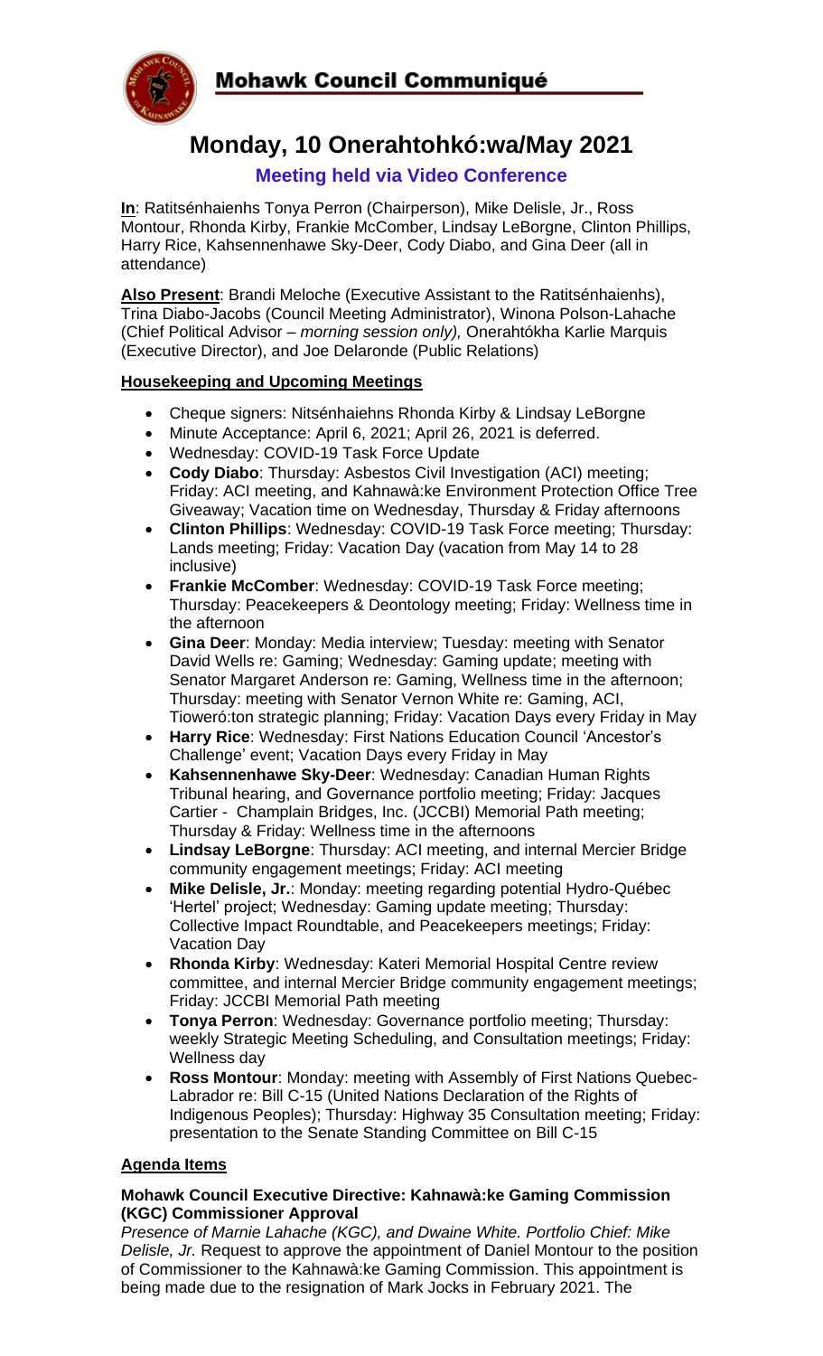# Mohawk Council Communiqué

## Monday, 10 Onerahtohkó:wa/May 2021

### Meeting held via Video Conference

**In**: Ratitsénhaienhs Tonya Perron (Chairperson), Mike Delisle, Jr., Ross Montour, Rhonda Kirby, Frankie McComber, Lindsay LeBorgne, Clinton Phillips, Harry Rice, Kahsennenhawe Sky-Deer, Cody Diabo, and Gina Deer (all in attendance)

**Also Present**: Brandi Meloche (Executive Assistant to the Ratitsénhaienhs), Trina Diabo-Jacobs (Council Meeting Administrator), Winona Polson-Lahache (Chief Political Advisor – *morning session only),* Onerahtókha Karlie Marquis (Executive Director), and Joe Delaronde (Public Relations)

### Housekeeping and Upcoming Meetings

- Cheque signers: Nitsénhaiehns Rhonda Kirby & Lindsay LeBorgne
- Minute Acceptance: April 6, 2021; April 26, 2021 is deferred.
- Wednesday: COVID-19 Task Force Update
- **Cody Diabo**: Thursday: Asbestos Civil Investigation (ACI) meeting; Friday: ACI meeting, and Kahnawà:ke Environment Protection Office Tree Giveaway; Vacation time on Wednesday, Thursday & Friday afternoons
- **Clinton Phillips**: Wednesday: COVID-19 Task Force meeting; Thursday: Lands meeting; Friday: Vacation Day (vacation from May 14 to 28 inclusive)
- **Frankie McComber**: Wednesday: COVID-19 Task Force meeting; Thursday: Peacekeepers & Deontology meeting; Friday: Wellness time in the afternoon
- **Gina Deer**: Monday: Media interview; Tuesday: meeting with Senator David Wells re: Gaming; Wednesday: Gaming update; meeting with Senator Margaret Anderson re: Gaming, Wellness time in the afternoon; Thursday: meeting with Senator Vernon White re: Gaming, ACI, Tioweró:ton strategic planning; Friday: Vacation Days every Friday in May
- **Harry Rice**: Wednesday: First Nations Education Council 'Ancestor's Challenge' event; Vacation Days every Friday in May
- **Kahsennenhawe Sky-Deer**: Wednesday: Canadian Human Rights Tribunal hearing, and Governance portfolio meeting; Friday: Jacques Cartier - Champlain Bridges, Inc. (JCCBI) Memorial Path meeting; Thursday & Friday: Wellness time in the afternoons
- **Lindsay LeBorgne**: Thursday: ACI meeting, and internal Mercier Bridge community engagement meetings; Friday: ACI meeting
- **Mike Delisle, Jr.**: Monday: meeting regarding potential Hydro-Québec 'Hertel' project; Wednesday: Gaming update meeting; Thursday: Collective Impact Roundtable, and Peacekeepers meetings; Friday: Vacation Day
- **Rhonda Kirby**: Wednesday: Kateri Memorial Hospital Centre review committee, and internal Mercier Bridge community engagement meetings; Friday: JCCBI Memorial Path meeting
- **Tonya Perron**: Wednesday: Governance portfolio meeting; Thursday: weekly Strategic Meeting Scheduling, and Consultation meetings; Friday: Wellness day
- **Ross Montour**: Monday: meeting with Assembly of First Nations Quebec-Labrador re: Bill C-15 (United Nations Declaration of the Rights of Indigenous Peoples); Thursday: Highway 35 Consultation meeting; Friday: presentation to the Senate Standing Committee on Bill C-15

### Agenda Items

#### Mohawk Council Executive Directive: Kahnawà:ke Gaming Commission (KGC) Commissioner Approval

*Presence of Marnie Lahache (KGC), and Dwaine White. Portfolio Chief: Mike Delisle, Jr.* Request to approve the appointment of Daniel Montour to the position of Commissioner to the Kahnawà:ke Gaming Commission. This appointment is being made due to the resignation of Mark Jocks in February 2021. The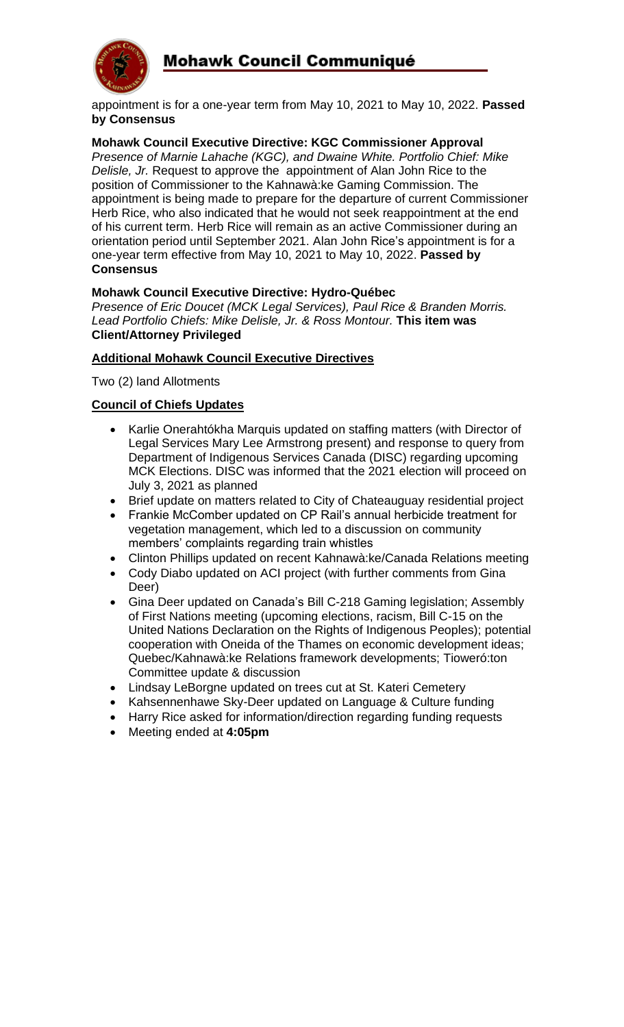appointment is for a one-year term from May 10, 2021 to May 10, 2022. **Passed by Consensus**

**Mohawk Council Executive Directive: KGC Commissioner Approval**

*Presence of Marnie Lahache (KGC), and Dwaine White. Portfolio Chief: Mike Delisle, Jr.* Request to approve the appointment of Alan John Rice to the position of Commissioner to the Kahnawà:ke Gaming Commission. The appointment is being made to prepare for the departure of current Commissioner Herb Rice, who also indicated that he would not seek reappointment at the end of his current term. Herb Rice will remain as an active Commissioner during an orientation period until September 2021. Alan John Rice's appointment is for a one-year term effective from May 10, 2021 to May 10, 2022. **Passed by Consensus**

**Mohawk Council Executive Directive: Hydro-Québec**

*Presence of Eric Doucet (MCK Legal Services), Paul Rice & Branden Morris. Lead Portfolio Chiefs: Mike Delisle, Jr. & Ross Montour.* **This item was Client/Attorney Privileged**

**Additional Mohawk Council Executive Directives**

Two (2) land Allotments

**Council of Chiefs Updates**

- Karlie Onerahtókha Marquis updated on staffing matters (with Director of Legal Services Mary Lee Armstrong present) and response to query from Department of Indigenous Services Canada (DISC) regarding upcoming MCK Elections. DISC was informed that the 2021 election will proceed on July 3, 2021 as planned
- Brief update on matters related to City of Chateauguay residential project
- Frankie McComber updated on CP Rail's annual herbicide treatment for vegetation management, which led to a discussion on community members' complaints regarding train whistles
- Clinton Phillips updated on recent Kahnawà:ke/Canada Relations meeting
- Cody Diabo updated on ACI project (with further comments from Gina Deer)
- Gina Deer updated on Canada's Bill C-218 Gaming legislation; Assembly of First Nations meeting (upcoming elections, racism, Bill C-15 on the United Nations Declaration on the Rights of Indigenous Peoples); potential cooperation with Oneida of the Thames on economic development ideas; Quebec/Kahnawà:ke Relations framework developments; Tioweró:ton Committee update & discussion
- Lindsay LeBorgne updated on trees cut at St. Kateri Cemetery
- Kahsennenhawe Sky-Deer updated on Language & Culture funding
- Harry Rice asked for information/direction regarding funding requests
- Meeting ended at **4:05pm**